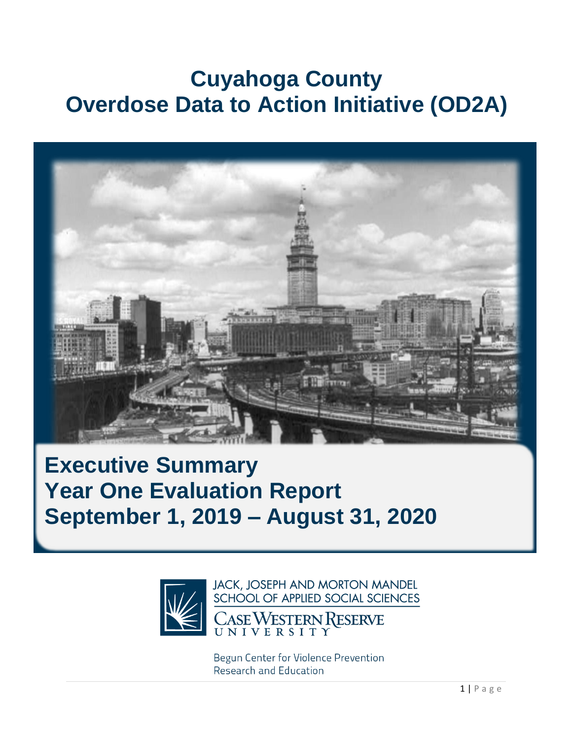# Cuyahoga County
# Overdose Data to Action Initiative (OD2A)

## Executive Summary
## Year One Evaluation Report
## September 1, 2019 – August 31, 2020

JACK, JOSEPH AND MORTON MANDEL SCHOOL OF APPLIED SOCIAL SCIENCES

CASE WESTERN RESERVE UNIVERSITY

Begun Center for Violence Prevention Research and Education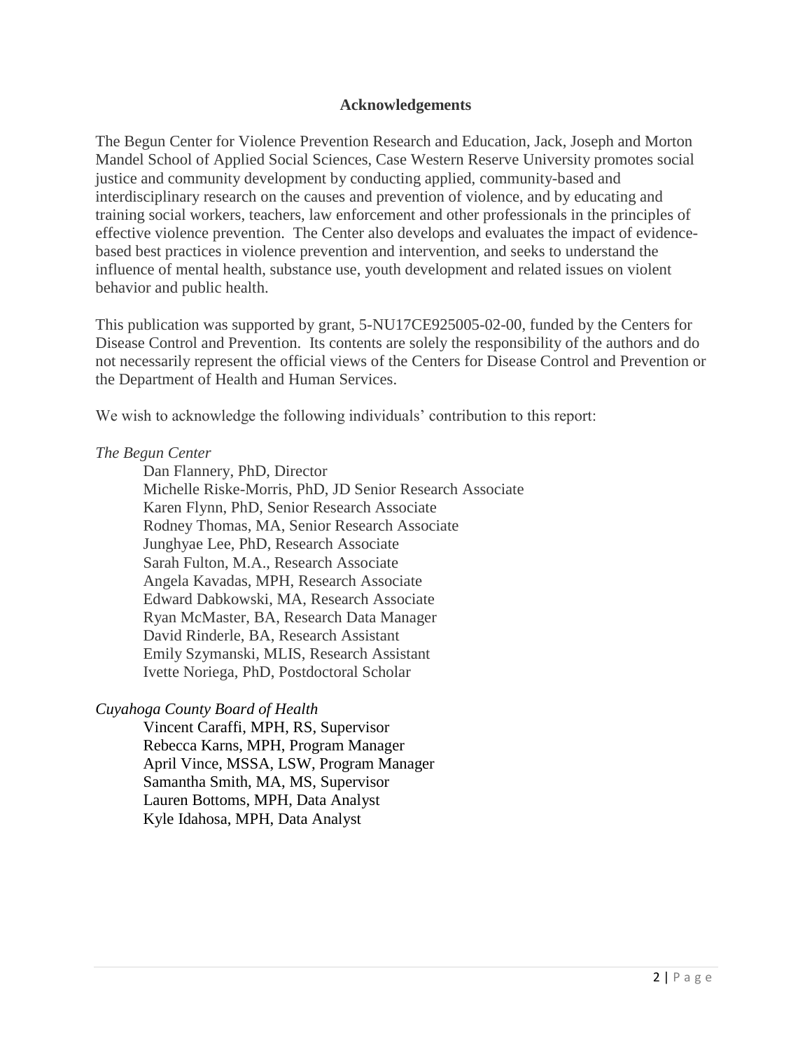## Acknowledgements

The Begun Center for Violence Prevention Research and Education, Jack, Joseph and Morton Mandel School of Applied Social Sciences, Case Western Reserve University promotes social justice and community development by conducting applied, community-based and interdisciplinary research on the causes and prevention of violence, and by educating and training social workers, teachers, law enforcement and other professionals in the principles of effective violence prevention. The Center also develops and evaluates the impact of evidence-based best practices in violence prevention and intervention, and seeks to understand the influence of mental health, substance use, youth development and related issues on violent behavior and public health.

This publication was supported by grant, 5-NU17CE925005-02-00, funded by the Centers for Disease Control and Prevention. Its contents are solely the responsibility of the authors and do not necessarily represent the official views of the Centers for Disease Control and Prevention or the Department of Health and Human Services.

We wish to acknowledge the following individuals' contribution to this report:

*The Begun Center*

Dan Flannery, PhD, Director
Michelle Riske-Morris, PhD, JD Senior Research Associate
Karen Flynn, PhD, Senior Research Associate
Rodney Thomas, MA, Senior Research Associate
Junghyae Lee, PhD, Research Associate
Sarah Fulton, M.A., Research Associate
Angela Kavadas, MPH, Research Associate
Edward Dabkowski, MA, Research Associate
Ryan McMaster, BA, Research Data Manager
David Rinderle, BA, Research Assistant
Emily Szymanski, MLIS, Research Assistant
Ivette Noriega, PhD, Postdoctoral Scholar

*Cuyahoga County Board of Health*

Vincent Caraffi, MPH, RS, Supervisor
Rebecca Karns, MPH, Program Manager
April Vince, MSSA, LSW, Program Manager
Samantha Smith, MA, MS, Supervisor
Lauren Bottoms, MPH, Data Analyst
Kyle Idahosa, MPH, Data Analyst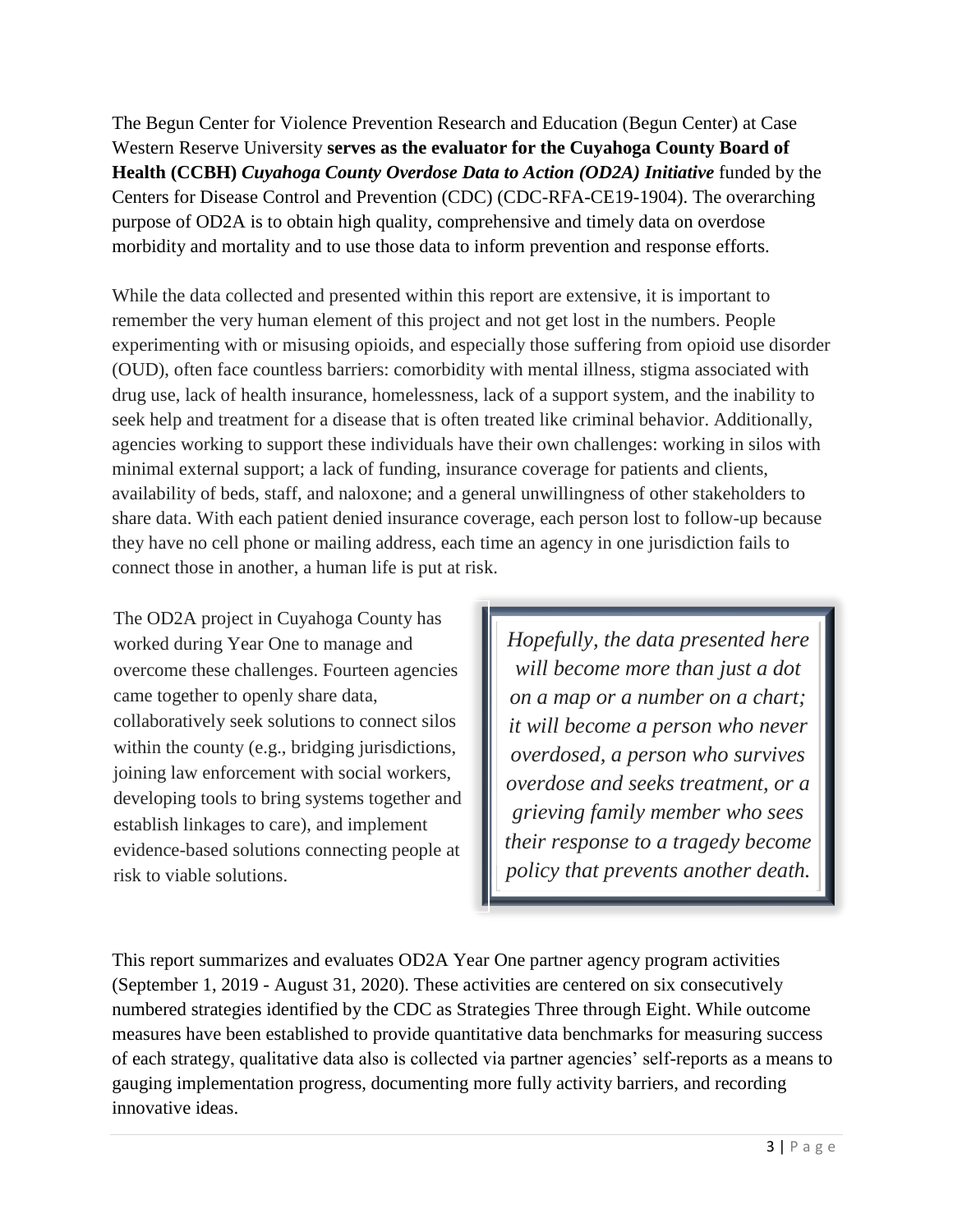The Begun Center for Violence Prevention Research and Education (Begun Center) at Case Western Reserve University **serves as the evaluator for the Cuyahoga County Board of Health (CCBH)** ***Cuyahoga County Overdose Data to Action (OD2A) Initiative*** funded by the Centers for Disease Control and Prevention (CDC) (CDC-RFA-CE19-1904). The overarching purpose of OD2A is to obtain high quality, comprehensive and timely data on overdose morbidity and mortality and to use those data to inform prevention and response efforts.

While the data collected and presented within this report are extensive, it is important to remember the very human element of this project and not get lost in the numbers. People experimenting with or misusing opioids, and especially those suffering from opioid use disorder (OUD), often face countless barriers: comorbidity with mental illness, stigma associated with drug use, lack of health insurance, homelessness, lack of a support system, and the inability to seek help and treatment for a disease that is often treated like criminal behavior. Additionally, agencies working to support these individuals have their own challenges: working in silos with minimal external support; a lack of funding, insurance coverage for patients and clients, availability of beds, staff, and naloxone; and a general unwillingness of other stakeholders to share data. With each patient denied insurance coverage, each person lost to follow-up because they have no cell phone or mailing address, each time an agency in one jurisdiction fails to connect those in another, a human life is put at risk.

The OD2A project in Cuyahoga County has worked during Year One to manage and overcome these challenges. Fourteen agencies came together to openly share data, collaboratively seek solutions to connect silos within the county (e.g., bridging jurisdictions, joining law enforcement with social workers, developing tools to bring systems together and establish linkages to care), and implement evidence-based solutions connecting people at risk to viable solutions.

> *Hopefully, the data presented here will become more than just a dot on a map or a number on a chart; it will become a person who never overdosed, a person who survives overdose and seeks treatment, or a grieving family member who sees their response to a tragedy become policy that prevents another death.*

This report summarizes and evaluates OD2A Year One partner agency program activities (September 1, 2019 - August 31, 2020). These activities are centered on six consecutively numbered strategies identified by the CDC as Strategies Three through Eight. While outcome measures have been established to provide quantitative data benchmarks for measuring success of each strategy, qualitative data also is collected via partner agencies' self-reports as a means to gauging implementation progress, documenting more fully activity barriers, and recording innovative ideas.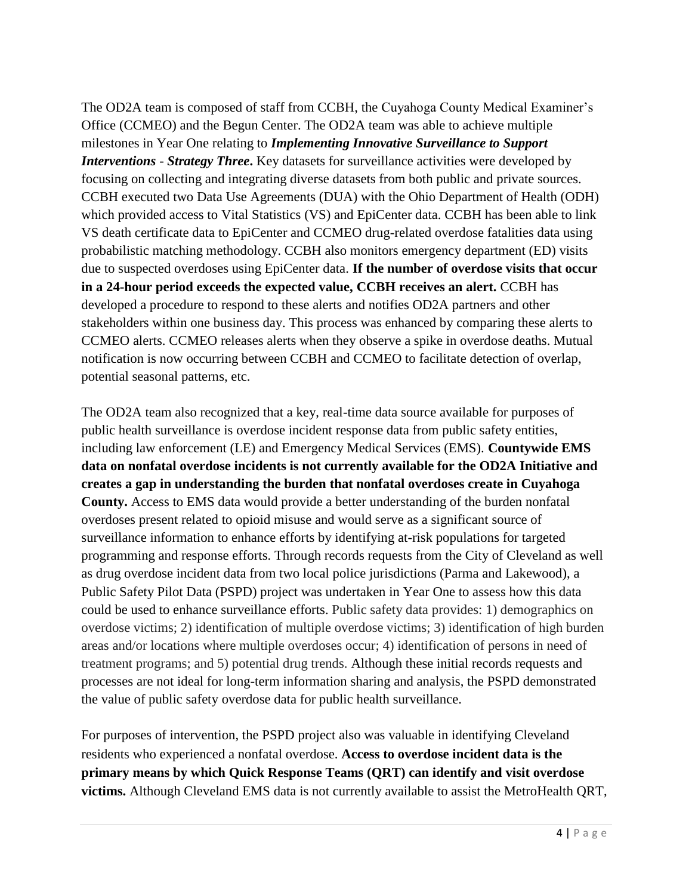The OD2A team is composed of staff from CCBH, the Cuyahoga County Medical Examiner's Office (CCMEO) and the Begun Center. The OD2A team was able to achieve multiple milestones in Year One relating to ***Implementing Innovative Surveillance to Support Interventions - Strategy Three***. Key datasets for surveillance activities were developed by focusing on collecting and integrating diverse datasets from both public and private sources. CCBH executed two Data Use Agreements (DUA) with the Ohio Department of Health (ODH) which provided access to Vital Statistics (VS) and EpiCenter data. CCBH has been able to link VS death certificate data to EpiCenter and CCMEO drug-related overdose fatalities data using probabilistic matching methodology. CCBH also monitors emergency department (ED) visits due to suspected overdoses using EpiCenter data. **If the number of overdose visits that occur in a 24-hour period exceeds the expected value, CCBH receives an alert.** CCBH has developed a procedure to respond to these alerts and notifies OD2A partners and other stakeholders within one business day. This process was enhanced by comparing these alerts to CCMEO alerts. CCMEO releases alerts when they observe a spike in overdose deaths. Mutual notification is now occurring between CCBH and CCMEO to facilitate detection of overlap, potential seasonal patterns, etc.

The OD2A team also recognized that a key, real-time data source available for purposes of public health surveillance is overdose incident response data from public safety entities, including law enforcement (LE) and Emergency Medical Services (EMS). **Countywide EMS data on nonfatal overdose incidents is not currently available for the OD2A Initiative and creates a gap in understanding the burden that nonfatal overdoses create in Cuyahoga County.** Access to EMS data would provide a better understanding of the burden nonfatal overdoses present related to opioid misuse and would serve as a significant source of surveillance information to enhance efforts by identifying at-risk populations for targeted programming and response efforts. Through records requests from the City of Cleveland as well as drug overdose incident data from two local police jurisdictions (Parma and Lakewood), a Public Safety Pilot Data (PSPD) project was undertaken in Year One to assess how this data could be used to enhance surveillance efforts. Public safety data provides: 1) demographics on overdose victims; 2) identification of multiple overdose victims; 3) identification of high burden areas and/or locations where multiple overdoses occur; 4) identification of persons in need of treatment programs; and 5) potential drug trends. Although these initial records requests and processes are not ideal for long-term information sharing and analysis, the PSPD demonstrated the value of public safety overdose data for public health surveillance.

For purposes of intervention, the PSPD project also was valuable in identifying Cleveland residents who experienced a nonfatal overdose. **Access to overdose incident data is the primary means by which Quick Response Teams (QRT) can identify and visit overdose victims.** Although Cleveland EMS data is not currently available to assist the MetroHealth QRT,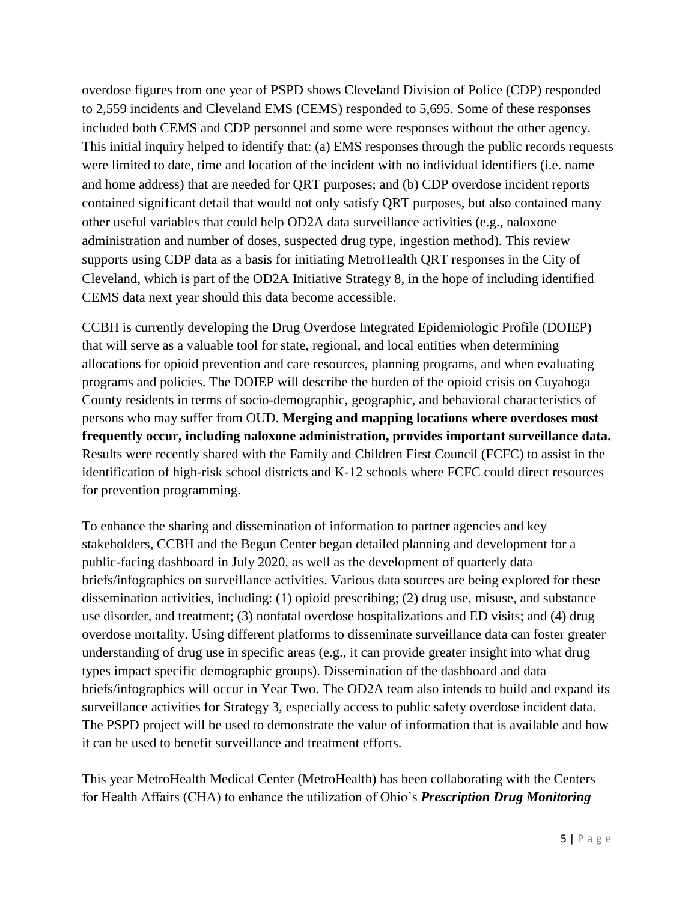overdose figures from one year of PSPD shows Cleveland Division of Police (CDP) responded to 2,559 incidents and Cleveland EMS (CEMS) responded to 5,695. Some of these responses included both CEMS and CDP personnel and some were responses without the other agency. This initial inquiry helped to identify that: (a) EMS responses through the public records requests were limited to date, time and location of the incident with no individual identifiers (i.e. name and home address) that are needed for QRT purposes; and (b) CDP overdose incident reports contained significant detail that would not only satisfy QRT purposes, but also contained many other useful variables that could help OD2A data surveillance activities (e.g., naloxone administration and number of doses, suspected drug type, ingestion method). This review supports using CDP data as a basis for initiating MetroHealth QRT responses in the City of Cleveland, which is part of the OD2A Initiative Strategy 8, in the hope of including identified CEMS data next year should this data become accessible.

CCBH is currently developing the Drug Overdose Integrated Epidemiologic Profile (DOIEP) that will serve as a valuable tool for state, regional, and local entities when determining allocations for opioid prevention and care resources, planning programs, and when evaluating programs and policies. The DOIEP will describe the burden of the opioid crisis on Cuyahoga County residents in terms of socio-demographic, geographic, and behavioral characteristics of persons who may suffer from OUD. **Merging and mapping locations where overdoses most frequently occur, including naloxone administration, provides important surveillance data.** Results were recently shared with the Family and Children First Council (FCFC) to assist in the identification of high-risk school districts and K-12 schools where FCFC could direct resources for prevention programming.

To enhance the sharing and dissemination of information to partner agencies and key stakeholders, CCBH and the Begun Center began detailed planning and development for a public-facing dashboard in July 2020, as well as the development of quarterly data briefs/infographics on surveillance activities. Various data sources are being explored for these dissemination activities, including: (1) opioid prescribing; (2) drug use, misuse, and substance use disorder, and treatment; (3) nonfatal overdose hospitalizations and ED visits; and (4) drug overdose mortality. Using different platforms to disseminate surveillance data can foster greater understanding of drug use in specific areas (e.g., it can provide greater insight into what drug types impact specific demographic groups). Dissemination of the dashboard and data briefs/infographics will occur in Year Two. The OD2A team also intends to build and expand its surveillance activities for Strategy 3, especially access to public safety overdose incident data. The PSPD project will be used to demonstrate the value of information that is available and how it can be used to benefit surveillance and treatment efforts.

This year MetroHealth Medical Center (MetroHealth) has been collaborating with the Centers for Health Affairs (CHA) to enhance the utilization of Ohio's ***Prescription Drug Monitoring***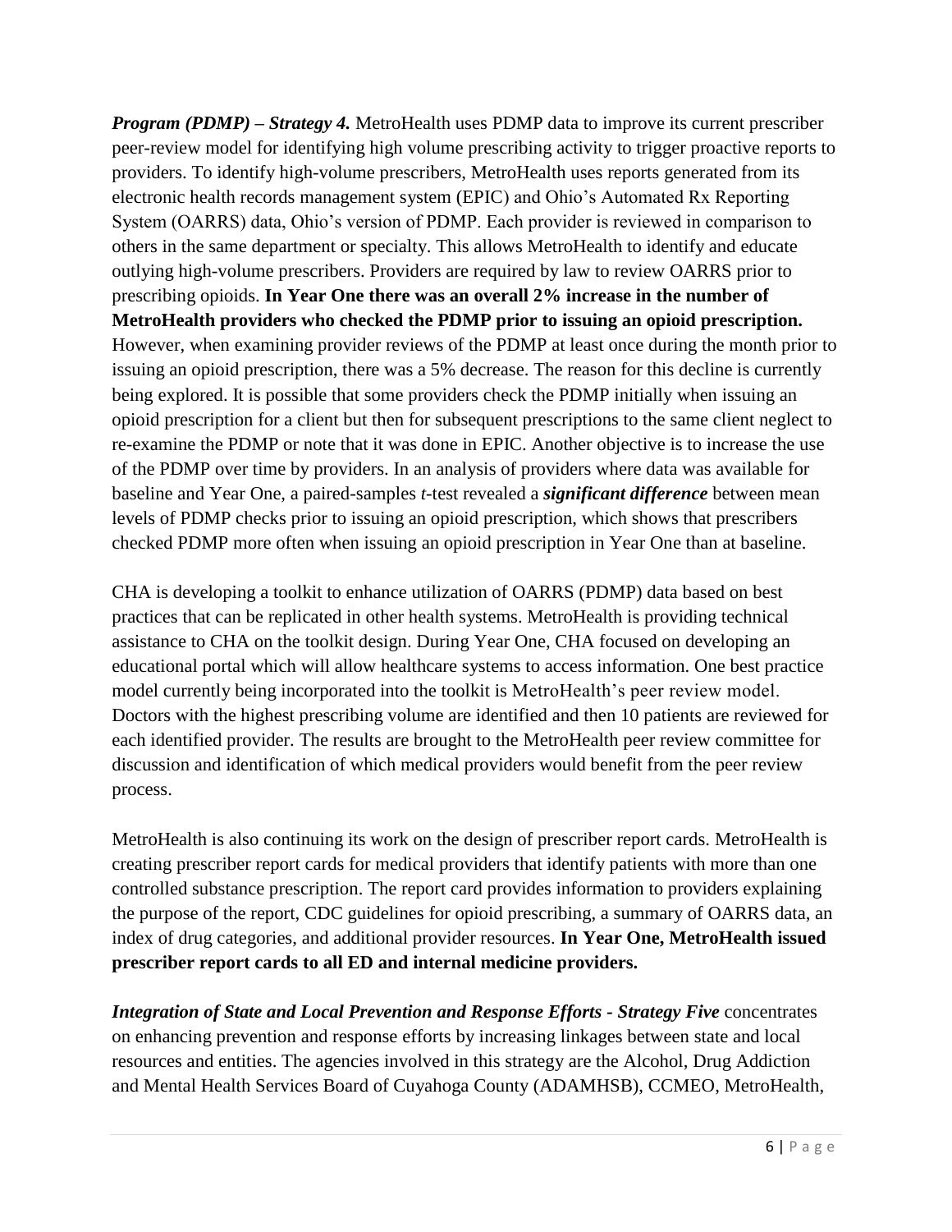***Program (PDMP) – Strategy 4.*** MetroHealth uses PDMP data to improve its current prescriber peer-review model for identifying high volume prescribing activity to trigger proactive reports to providers. To identify high-volume prescribers, MetroHealth uses reports generated from its electronic health records management system (EPIC) and Ohio's Automated Rx Reporting System (OARRS) data, Ohio's version of PDMP. Each provider is reviewed in comparison to others in the same department or specialty. This allows MetroHealth to identify and educate outlying high-volume prescribers. Providers are required by law to review OARRS prior to prescribing opioids. **In Year One there was an overall 2% increase in the number of MetroHealth providers who checked the PDMP prior to issuing an opioid prescription.** However, when examining provider reviews of the PDMP at least once during the month prior to issuing an opioid prescription, there was a 5% decrease. The reason for this decline is currently being explored. It is possible that some providers check the PDMP initially when issuing an opioid prescription for a client but then for subsequent prescriptions to the same client neglect to re-examine the PDMP or note that it was done in EPIC. Another objective is to increase the use of the PDMP over time by providers. In an analysis of providers where data was available for baseline and Year One, a paired-samples *t*-test revealed a ***significant difference*** between mean levels of PDMP checks prior to issuing an opioid prescription, which shows that prescribers checked PDMP more often when issuing an opioid prescription in Year One than at baseline.

CHA is developing a toolkit to enhance utilization of OARRS (PDMP) data based on best practices that can be replicated in other health systems. MetroHealth is providing technical assistance to CHA on the toolkit design. During Year One, CHA focused on developing an educational portal which will allow healthcare systems to access information. One best practice model currently being incorporated into the toolkit is MetroHealth's peer review model. Doctors with the highest prescribing volume are identified and then 10 patients are reviewed for each identified provider. The results are brought to the MetroHealth peer review committee for discussion and identification of which medical providers would benefit from the peer review process.

MetroHealth is also continuing its work on the design of prescriber report cards. MetroHealth is creating prescriber report cards for medical providers that identify patients with more than one controlled substance prescription. The report card provides information to providers explaining the purpose of the report, CDC guidelines for opioid prescribing, a summary of OARRS data, an index of drug categories, and additional provider resources. **In Year One, MetroHealth issued prescriber report cards to all ED and internal medicine providers.**

***Integration of State and Local Prevention and Response Efforts - Strategy Five*** concentrates on enhancing prevention and response efforts by increasing linkages between state and local resources and entities. The agencies involved in this strategy are the Alcohol, Drug Addiction and Mental Health Services Board of Cuyahoga County (ADAMHSB), CCMEO, MetroHealth,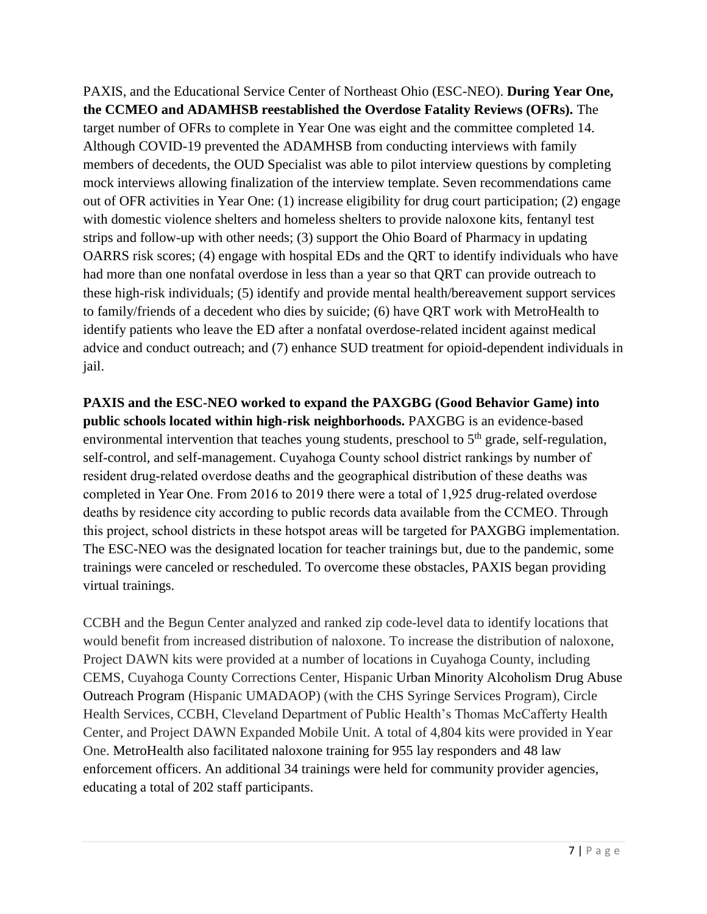PAXIS, and the Educational Service Center of Northeast Ohio (ESC-NEO). **During Year One, the CCMEO and ADAMHSB reestablished the Overdose Fatality Reviews (OFRs).** The target number of OFRs to complete in Year One was eight and the committee completed 14. Although COVID-19 prevented the ADAMHSB from conducting interviews with family members of decedents, the OUD Specialist was able to pilot interview questions by completing mock interviews allowing finalization of the interview template. Seven recommendations came out of OFR activities in Year One: (1) increase eligibility for drug court participation; (2) engage with domestic violence shelters and homeless shelters to provide naloxone kits, fentanyl test strips and follow-up with other needs; (3) support the Ohio Board of Pharmacy in updating OARRS risk scores; (4) engage with hospital EDs and the QRT to identify individuals who have had more than one nonfatal overdose in less than a year so that QRT can provide outreach to these high-risk individuals; (5) identify and provide mental health/bereavement support services to family/friends of a decedent who dies by suicide; (6) have QRT work with MetroHealth to identify patients who leave the ED after a nonfatal overdose-related incident against medical advice and conduct outreach; and (7) enhance SUD treatment for opioid-dependent individuals in jail.

**PAXIS and the ESC-NEO worked to expand the PAXGBG (Good Behavior Game) into public schools located within high-risk neighborhoods.** PAXGBG is an evidence-based environmental intervention that teaches young students, preschool to 5th grade, self-regulation, self-control, and self-management. Cuyahoga County school district rankings by number of resident drug-related overdose deaths and the geographical distribution of these deaths was completed in Year One. From 2016 to 2019 there were a total of 1,925 drug-related overdose deaths by residence city according to public records data available from the CCMEO. Through this project, school districts in these hotspot areas will be targeted for PAXGBG implementation. The ESC-NEO was the designated location for teacher trainings but, due to the pandemic, some trainings were canceled or rescheduled. To overcome these obstacles, PAXIS began providing virtual trainings.

CCBH and the Begun Center analyzed and ranked zip code-level data to identify locations that would benefit from increased distribution of naloxone. To increase the distribution of naloxone, Project DAWN kits were provided at a number of locations in Cuyahoga County, including CEMS, Cuyahoga County Corrections Center, Hispanic Urban Minority Alcoholism Drug Abuse Outreach Program (Hispanic UMADAOP) (with the CHS Syringe Services Program), Circle Health Services, CCBH, Cleveland Department of Public Health's Thomas McCafferty Health Center, and Project DAWN Expanded Mobile Unit. A total of 4,804 kits were provided in Year One. MetroHealth also facilitated naloxone training for 955 lay responders and 48 law enforcement officers. An additional 34 trainings were held for community provider agencies, educating a total of 202 staff participants.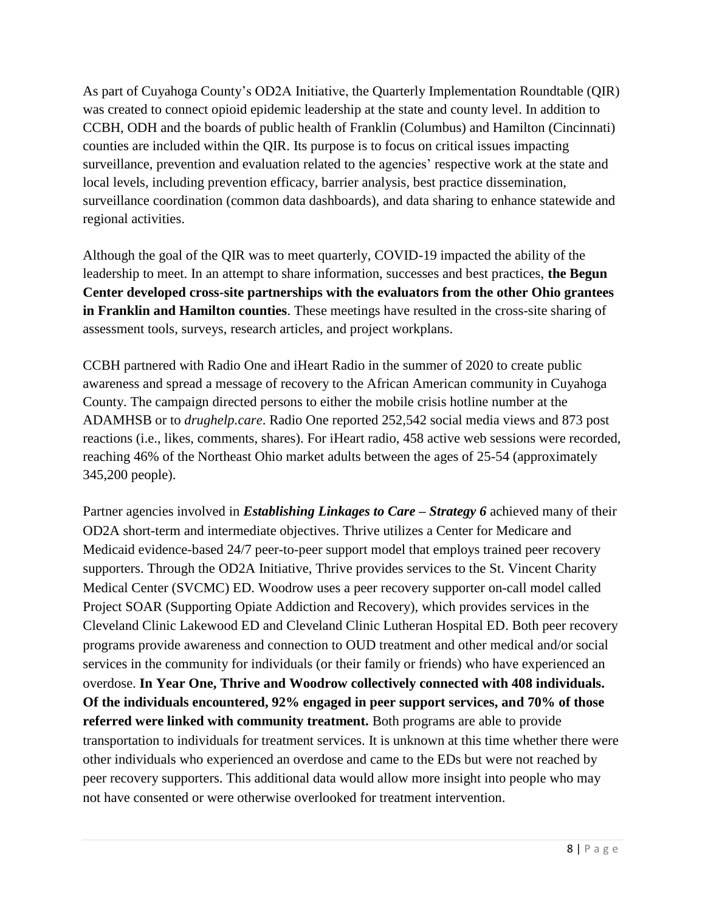As part of Cuyahoga County's OD2A Initiative, the Quarterly Implementation Roundtable (QIR) was created to connect opioid epidemic leadership at the state and county level. In addition to CCBH, ODH and the boards of public health of Franklin (Columbus) and Hamilton (Cincinnati) counties are included within the QIR. Its purpose is to focus on critical issues impacting surveillance, prevention and evaluation related to the agencies' respective work at the state and local levels, including prevention efficacy, barrier analysis, best practice dissemination, surveillance coordination (common data dashboards), and data sharing to enhance statewide and regional activities.

Although the goal of the QIR was to meet quarterly, COVID-19 impacted the ability of the leadership to meet. In an attempt to share information, successes and best practices, **the Begun Center developed cross-site partnerships with the evaluators from the other Ohio grantees in Franklin and Hamilton counties**. These meetings have resulted in the cross-site sharing of assessment tools, surveys, research articles, and project workplans.

CCBH partnered with Radio One and iHeart Radio in the summer of 2020 to create public awareness and spread a message of recovery to the African American community in Cuyahoga County. The campaign directed persons to either the mobile crisis hotline number at the ADAMHSB or to *drughelp.care*. Radio One reported 252,542 social media views and 873 post reactions (i.e., likes, comments, shares). For iHeart radio, 458 active web sessions were recorded, reaching 46% of the Northeast Ohio market adults between the ages of 25-54 (approximately 345,200 people).

Partner agencies involved in ***Establishing Linkages to Care – Strategy 6*** achieved many of their OD2A short-term and intermediate objectives. Thrive utilizes a Center for Medicare and Medicaid evidence-based 24/7 peer-to-peer support model that employs trained peer recovery supporters. Through the OD2A Initiative, Thrive provides services to the St. Vincent Charity Medical Center (SVCMC) ED. Woodrow uses a peer recovery supporter on-call model called Project SOAR (Supporting Opiate Addiction and Recovery), which provides services in the Cleveland Clinic Lakewood ED and Cleveland Clinic Lutheran Hospital ED. Both peer recovery programs provide awareness and connection to OUD treatment and other medical and/or social services in the community for individuals (or their family or friends) who have experienced an overdose. **In Year One, Thrive and Woodrow collectively connected with 408 individuals. Of the individuals encountered, 92% engaged in peer support services, and 70% of those referred were linked with community treatment.** Both programs are able to provide transportation to individuals for treatment services. It is unknown at this time whether there were other individuals who experienced an overdose and came to the EDs but were not reached by peer recovery supporters. This additional data would allow more insight into people who may not have consented or were otherwise overlooked for treatment intervention.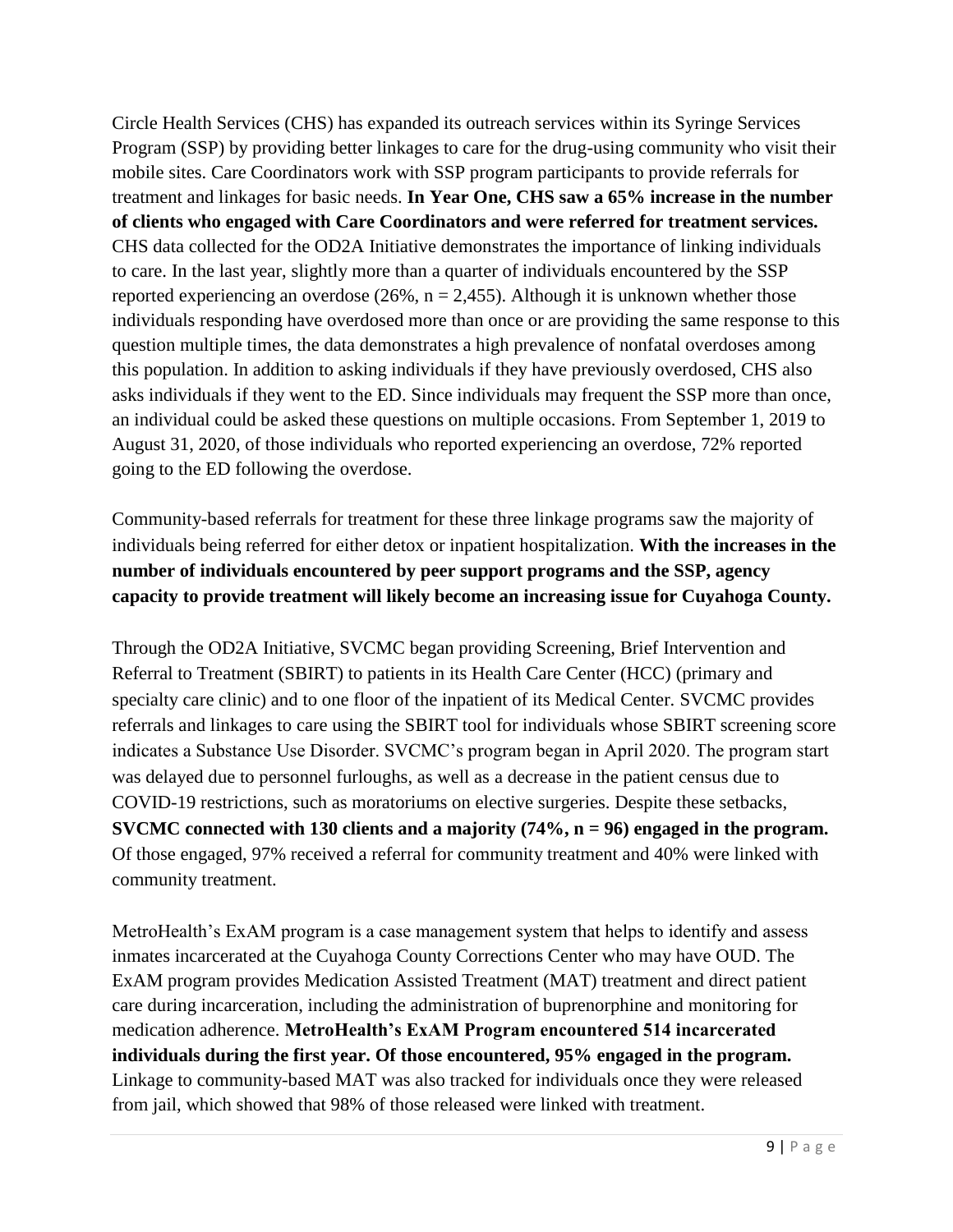Circle Health Services (CHS) has expanded its outreach services within its Syringe Services Program (SSP) by providing better linkages to care for the drug-using community who visit their mobile sites. Care Coordinators work with SSP program participants to provide referrals for treatment and linkages for basic needs. **In Year One, CHS saw a 65% increase in the number of clients who engaged with Care Coordinators and were referred for treatment services.** CHS data collected for the OD2A Initiative demonstrates the importance of linking individuals to care. In the last year, slightly more than a quarter of individuals encountered by the SSP reported experiencing an overdose (26%, n = 2,455). Although it is unknown whether those individuals responding have overdosed more than once or are providing the same response to this question multiple times, the data demonstrates a high prevalence of nonfatal overdoses among this population. In addition to asking individuals if they have previously overdosed, CHS also asks individuals if they went to the ED. Since individuals may frequent the SSP more than once, an individual could be asked these questions on multiple occasions. From September 1, 2019 to August 31, 2020, of those individuals who reported experiencing an overdose, 72% reported going to the ED following the overdose.

Community-based referrals for treatment for these three linkage programs saw the majority of individuals being referred for either detox or inpatient hospitalization. **With the increases in the number of individuals encountered by peer support programs and the SSP, agency capacity to provide treatment will likely become an increasing issue for Cuyahoga County.**

Through the OD2A Initiative, SVCMC began providing Screening, Brief Intervention and Referral to Treatment (SBIRT) to patients in its Health Care Center (HCC) (primary and specialty care clinic) and to one floor of the inpatient of its Medical Center. SVCMC provides referrals and linkages to care using the SBIRT tool for individuals whose SBIRT screening score indicates a Substance Use Disorder. SVCMC's program began in April 2020. The program start was delayed due to personnel furloughs, as well as a decrease in the patient census due to COVID-19 restrictions, such as moratoriums on elective surgeries. Despite these setbacks, **SVCMC connected with 130 clients and a majority (74%, n = 96) engaged in the program.** Of those engaged, 97% received a referral for community treatment and 40% were linked with community treatment.

MetroHealth's ExAM program is a case management system that helps to identify and assess inmates incarcerated at the Cuyahoga County Corrections Center who may have OUD. The ExAM program provides Medication Assisted Treatment (MAT) treatment and direct patient care during incarceration, including the administration of buprenorphine and monitoring for medication adherence. **MetroHealth's ExAM Program encountered 514 incarcerated individuals during the first year. Of those encountered, 95% engaged in the program.** Linkage to community-based MAT was also tracked for individuals once they were released from jail, which showed that 98% of those released were linked with treatment.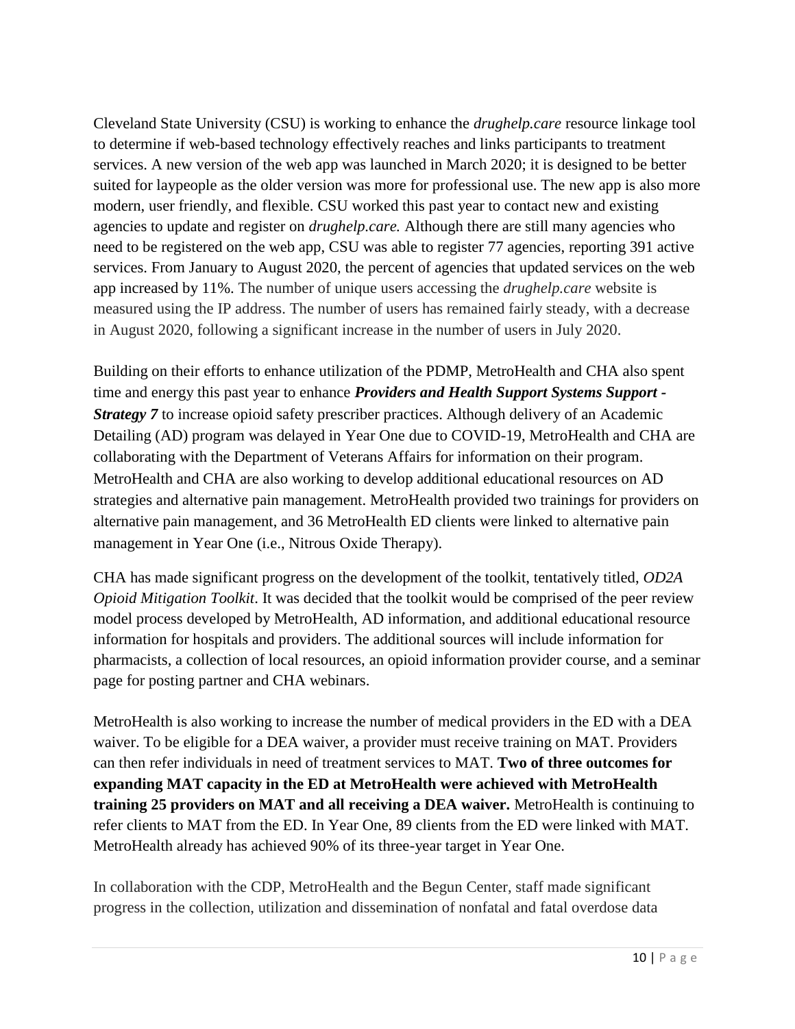Cleveland State University (CSU) is working to enhance the *drughelp.care* resource linkage tool to determine if web-based technology effectively reaches and links participants to treatment services. A new version of the web app was launched in March 2020; it is designed to be better suited for laypeople as the older version was more for professional use. The new app is also more modern, user friendly, and flexible. CSU worked this past year to contact new and existing agencies to update and register on *drughelp.care.* Although there are still many agencies who need to be registered on the web app, CSU was able to register 77 agencies, reporting 391 active services. From January to August 2020, the percent of agencies that updated services on the web app increased by 11%. The number of unique users accessing the *drughelp.care* website is measured using the IP address. The number of users has remained fairly steady, with a decrease in August 2020, following a significant increase in the number of users in July 2020.

Building on their efforts to enhance utilization of the PDMP, MetroHealth and CHA also spent time and energy this past year to enhance ***Providers and Health Support Systems Support - Strategy 7*** to increase opioid safety prescriber practices. Although delivery of an Academic Detailing (AD) program was delayed in Year One due to COVID-19, MetroHealth and CHA are collaborating with the Department of Veterans Affairs for information on their program. MetroHealth and CHA are also working to develop additional educational resources on AD strategies and alternative pain management. MetroHealth provided two trainings for providers on alternative pain management, and 36 MetroHealth ED clients were linked to alternative pain management in Year One (i.e., Nitrous Oxide Therapy).

CHA has made significant progress on the development of the toolkit, tentatively titled, *OD2A Opioid Mitigation Toolkit*. It was decided that the toolkit would be comprised of the peer review model process developed by MetroHealth, AD information, and additional educational resource information for hospitals and providers. The additional sources will include information for pharmacists, a collection of local resources, an opioid information provider course, and a seminar page for posting partner and CHA webinars.

MetroHealth is also working to increase the number of medical providers in the ED with a DEA waiver. To be eligible for a DEA waiver, a provider must receive training on MAT. Providers can then refer individuals in need of treatment services to MAT. **Two of three outcomes for expanding MAT capacity in the ED at MetroHealth were achieved with MetroHealth training 25 providers on MAT and all receiving a DEA waiver.** MetroHealth is continuing to refer clients to MAT from the ED. In Year One, 89 clients from the ED were linked with MAT. MetroHealth already has achieved 90% of its three-year target in Year One.

In collaboration with the CDP, MetroHealth and the Begun Center, staff made significant progress in the collection, utilization and dissemination of nonfatal and fatal overdose data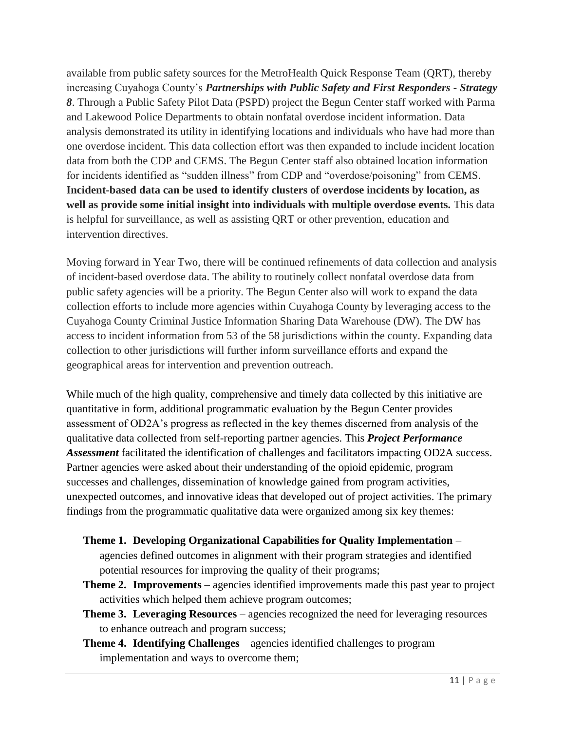available from public safety sources for the MetroHealth Quick Response Team (QRT), thereby increasing Cuyahoga County's ***Partnerships with Public Safety and First Responders - Strategy 8***. Through a Public Safety Pilot Data (PSPD) project the Begun Center staff worked with Parma and Lakewood Police Departments to obtain nonfatal overdose incident information. Data analysis demonstrated its utility in identifying locations and individuals who have had more than one overdose incident. This data collection effort was then expanded to include incident location data from both the CDP and CEMS. The Begun Center staff also obtained location information for incidents identified as "sudden illness" from CDP and "overdose/poisoning" from CEMS. **Incident-based data can be used to identify clusters of overdose incidents by location, as well as provide some initial insight into individuals with multiple overdose events.** This data is helpful for surveillance, as well as assisting QRT or other prevention, education and intervention directives.

Moving forward in Year Two, there will be continued refinements of data collection and analysis of incident-based overdose data. The ability to routinely collect nonfatal overdose data from public safety agencies will be a priority. The Begun Center also will work to expand the data collection efforts to include more agencies within Cuyahoga County by leveraging access to the Cuyahoga County Criminal Justice Information Sharing Data Warehouse (DW). The DW has access to incident information from 53 of the 58 jurisdictions within the county. Expanding data collection to other jurisdictions will further inform surveillance efforts and expand the geographical areas for intervention and prevention outreach.

While much of the high quality, comprehensive and timely data collected by this initiative are quantitative in form, additional programmatic evaluation by the Begun Center provides assessment of OD2A's progress as reflected in the key themes discerned from analysis of the qualitative data collected from self-reporting partner agencies. This ***Project Performance Assessment*** facilitated the identification of challenges and facilitators impacting OD2A success. Partner agencies were asked about their understanding of the opioid epidemic, program successes and challenges, dissemination of knowledge gained from program activities, unexpected outcomes, and innovative ideas that developed out of project activities. The primary findings from the programmatic qualitative data were organized among six key themes:

- **Theme 1. Developing Organizational Capabilities for Quality Implementation** – agencies defined outcomes in alignment with their program strategies and identified potential resources for improving the quality of their programs;
- **Theme 2. Improvements** – agencies identified improvements made this past year to project activities which helped them achieve program outcomes;
- **Theme 3. Leveraging Resources** – agencies recognized the need for leveraging resources to enhance outreach and program success;
- **Theme 4. Identifying Challenges** – agencies identified challenges to program implementation and ways to overcome them;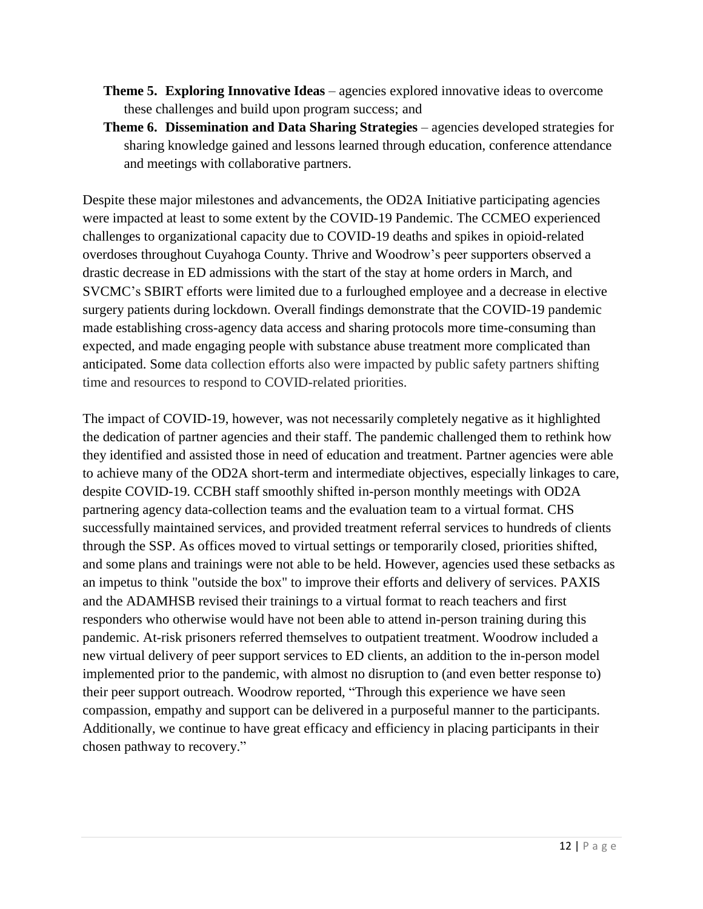- **Theme 5. Exploring Innovative Ideas** – agencies explored innovative ideas to overcome these challenges and build upon program success; and
- **Theme 6. Dissemination and Data Sharing Strategies** – agencies developed strategies for sharing knowledge gained and lessons learned through education, conference attendance and meetings with collaborative partners.

Despite these major milestones and advancements, the OD2A Initiative participating agencies were impacted at least to some extent by the COVID-19 Pandemic. The CCMEO experienced challenges to organizational capacity due to COVID-19 deaths and spikes in opioid-related overdoses throughout Cuyahoga County. Thrive and Woodrow's peer supporters observed a drastic decrease in ED admissions with the start of the stay at home orders in March, and SVCMC's SBIRT efforts were limited due to a furloughed employee and a decrease in elective surgery patients during lockdown. Overall findings demonstrate that the COVID-19 pandemic made establishing cross-agency data access and sharing protocols more time-consuming than expected, and made engaging people with substance abuse treatment more complicated than anticipated. Some data collection efforts also were impacted by public safety partners shifting time and resources to respond to COVID-related priorities.

The impact of COVID-19, however, was not necessarily completely negative as it highlighted the dedication of partner agencies and their staff. The pandemic challenged them to rethink how they identified and assisted those in need of education and treatment. Partner agencies were able to achieve many of the OD2A short-term and intermediate objectives, especially linkages to care, despite COVID-19. CCBH staff smoothly shifted in-person monthly meetings with OD2A partnering agency data-collection teams and the evaluation team to a virtual format. CHS successfully maintained services, and provided treatment referral services to hundreds of clients through the SSP. As offices moved to virtual settings or temporarily closed, priorities shifted, and some plans and trainings were not able to be held. However, agencies used these setbacks as an impetus to think "outside the box" to improve their efforts and delivery of services. PAXIS and the ADAMHSB revised their trainings to a virtual format to reach teachers and first responders who otherwise would have not been able to attend in-person training during this pandemic. At-risk prisoners referred themselves to outpatient treatment. Woodrow included a new virtual delivery of peer support services to ED clients, an addition to the in-person model implemented prior to the pandemic, with almost no disruption to (and even better response to) their peer support outreach. Woodrow reported, "Through this experience we have seen compassion, empathy and support can be delivered in a purposeful manner to the participants. Additionally, we continue to have great efficacy and efficiency in placing participants in their chosen pathway to recovery."